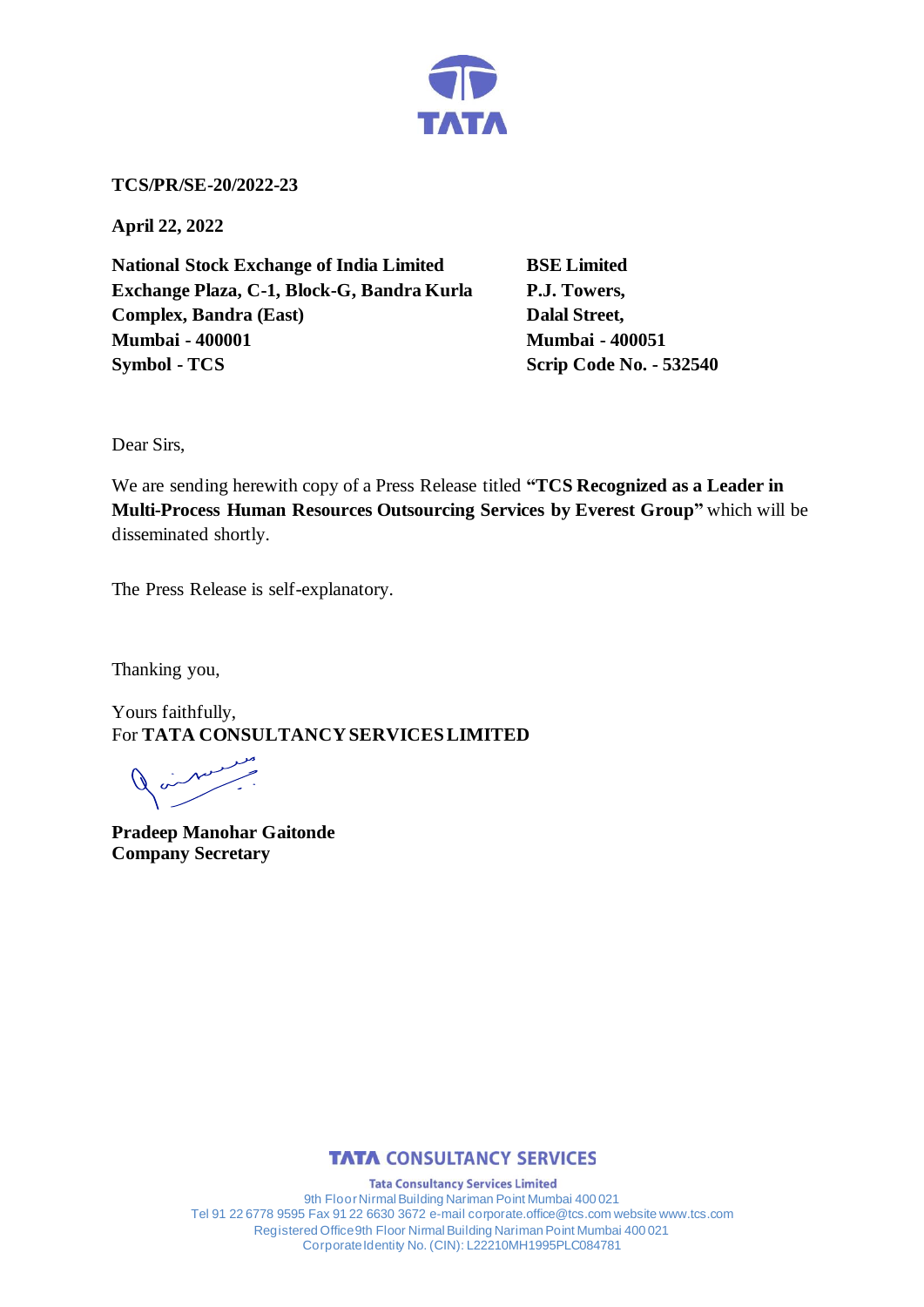**TCS/PR/SE-20/2022-23**

**April 22, 2022**

**National Stock Exchange of India Limited**
**Exchange Plaza, C-1, Block-G, Bandra Kurla Complex, Bandra (East)**
**Mumbai - 400001**
**Symbol - TCS**

**BSE Limited**
**P.J. Towers,**
**Dalal Street,**
**Mumbai - 400051**
**Scrip Code No. - 532540**

Dear Sirs,

We are sending herewith copy of a Press Release titled **"TCS Recognized as a Leader in Multi-Process Human Resources Outsourcing Services by Everest Group"** which will be disseminated shortly.

The Press Release is self-explanatory.

Thanking you,

Yours faithfully,
For **TATA CONSULTANCY SERVICES LIMITED**

**Pradeep Manohar Gaitonde**
**Company Secretary**

**TATA CONSULTANCY SERVICES**

**Tata Consultancy Services Limited**
9th Floor Nirmal Building Nariman Point Mumbai 400 021
Tel 91 22 6778 9595 Fax 91 22 6630 3672 e-mail corporate.office@tcs.com website www.tcs.com
Registered Office 9th Floor Nirmal Building Nariman Point Mumbai 400 021
Corporate Identity No. (CIN): L22210MH1995PLC084781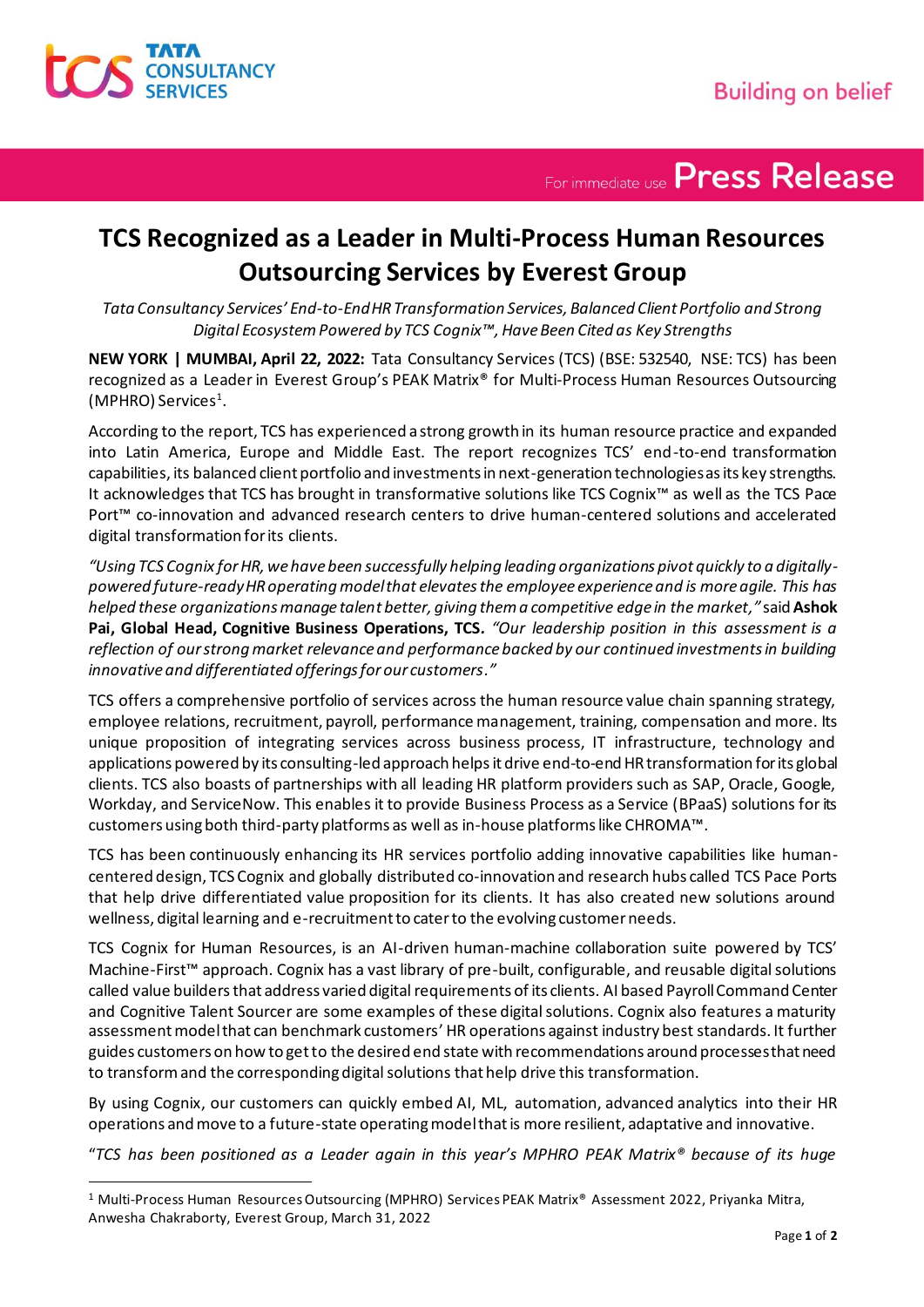# TCS Recognized as a Leader in Multi-Process Human Resources Outsourcing Services by Everest Group

*Tata Consultancy Services' End-to-End HR Transformation Services, Balanced Client Portfolio and Strong Digital Ecosystem Powered by TCS Cognix™, Have Been Cited as Key Strengths*

**NEW YORK | MUMBAI, April 22, 2022:** Tata Consultancy Services (TCS) (BSE: 532540, NSE: TCS) has been recognized as a Leader in Everest Group's PEAK Matrix® for Multi-Process Human Resources Outsourcing (MPHRO) Services[1].

According to the report, TCS has experienced a strong growth in its human resource practice and expanded into Latin America, Europe and Middle East. The report recognizes TCS' end-to-end transformation capabilities, its balanced client portfolio and investments in next-generation technologies as its key strengths. It acknowledges that TCS has brought in transformative solutions like TCS Cognix™ as well as the TCS Pace Port™ co-innovation and advanced research centers to drive human-centered solutions and accelerated digital transformation for its clients.

*"Using TCS Cognix for HR, we have been successfully helping leading organizations pivot quickly to a digitally-powered future-ready HR operating model that elevates the employee experience and is more agile. This has helped these organizations manage talent better, giving them a competitive edge in the market,"* said **Ashok Pai, Global Head, Cognitive Business Operations, TCS.** *"Our leadership position in this assessment is a reflection of our strong market relevance and performance backed by our continued investments in building innovative and differentiated offerings for our customers."*

TCS offers a comprehensive portfolio of services across the human resource value chain spanning strategy, employee relations, recruitment, payroll, performance management, training, compensation and more. Its unique proposition of integrating services across business process, IT infrastructure, technology and applications powered by its consulting-led approach helps it drive end-to-end HR transformation for its global clients. TCS also boasts of partnerships with all leading HR platform providers such as SAP, Oracle, Google, Workday, and ServiceNow. This enables it to provide Business Process as a Service (BPaaS) solutions for its customers using both third-party platforms as well as in-house platforms like CHROMA™.

TCS has been continuously enhancing its HR services portfolio adding innovative capabilities like human-centered design, TCS Cognix and globally distributed co-innovation and research hubs called TCS Pace Ports that help drive differentiated value proposition for its clients. It has also created new solutions around wellness, digital learning and e-recruitment to cater to the evolving customer needs.

TCS Cognix for Human Resources, is an AI-driven human-machine collaboration suite powered by TCS' Machine-First™ approach. Cognix has a vast library of pre-built, configurable, and reusable digital solutions called value builders that address varied digital requirements of its clients. AI based Payroll Command Center and Cognitive Talent Sourcer are some examples of these digital solutions. Cognix also features a maturity assessment model that can benchmark customers' HR operations against industry best standards. It further guides customers on how to get to the desired end state with recommendations around processes that need to transform and the corresponding digital solutions that help drive this transformation.

By using Cognix, our customers can quickly embed AI, ML, automation, advanced analytics into their HR operations and move to a future-state operating model that is more resilient, adaptative and innovative.

"*TCS has been positioned as a Leader again in this year's MPHRO PEAK Matrix® because of its huge*

[1] Multi-Process Human Resources Outsourcing (MPHRO) Services PEAK Matrix® Assessment 2022, Priyanka Mitra, Anwesha Chakraborty, Everest Group, March 31, 2022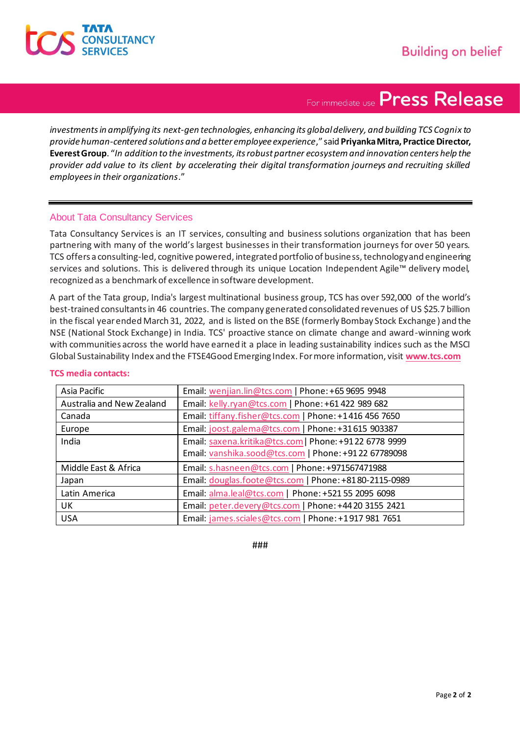*investments in amplifying its next-gen technologies, enhancing its global delivery, and building TCS Cognix to provide human-centered solutions and a better employee experience*," said **Priyanka Mitra, Practice Director, Everest Group**. "*In addition to the investments, its robust partner ecosystem and innovation centers help the provider add value to its client by accelerating their digital transformation journeys and recruiting skilled employees in their organizations*."

---

## About Tata Consultancy Services

Tata Consultancy Services is an IT services, consulting and business solutions organization that has been partnering with many of the world's largest businesses in their transformation journeys for over 50 years. TCS offers a consulting-led, cognitive powered, integrated portfolio of business, technology and engineering services and solutions. This is delivered through its unique Location Independent Agile™ delivery model, recognized as a benchmark of excellence in software development.

A part of the Tata group, India's largest multinational business group, TCS has over 592,000 of the world's best-trained consultants in 46 countries. The company generated consolidated revenues of US $25.7 billion in the fiscal year ended March 31, 2022, and is listed on the BSE (formerly Bombay Stock Exchange) and the NSE (National Stock Exchange) in India. TCS' proactive stance on climate change and award-winning work with communities across the world have earned it a place in leading sustainability indices such as the MSCI Global Sustainability Index and the FTSE4Good Emerging Index. For more information, visit **www.tcs.com**

**TCS media contacts:**

| | |
|---|---|
| Asia Pacific | Email: wenjian.lin@tcs.com \| Phone: +65 9695 9948 |
| Australia and New Zealand | Email: kelly.ryan@tcs.com \| Phone: +61 422 989 682 |
| Canada | Email: tiffany.fisher@tcs.com \| Phone: +1 416 456 7650 |
| Europe | Email: joost.galema@tcs.com \| Phone: +31 615 903387 |
| India | Email: saxena.kritika@tcs.com \| Phone: +91 22 6778 9999<br>Email: vanshika.sood@tcs.com \| Phone: +91 22 67789098 |
| Middle East & Africa | Email: s.hasneen@tcs.com \| Phone: +971567471988 |
| Japan | Email: douglas.foote@tcs.com \| Phone: +81 80-2115-0989 |
| Latin America | Email: alma.leal@tcs.com \| Phone: +521 55 2095 6098 |
| UK | Email: peter.devery@tcs.com \| Phone: +44 20 3155 2421 |
| USA | Email: james.sciales@tcs.com \| Phone: +1 917 981 7651 |

###